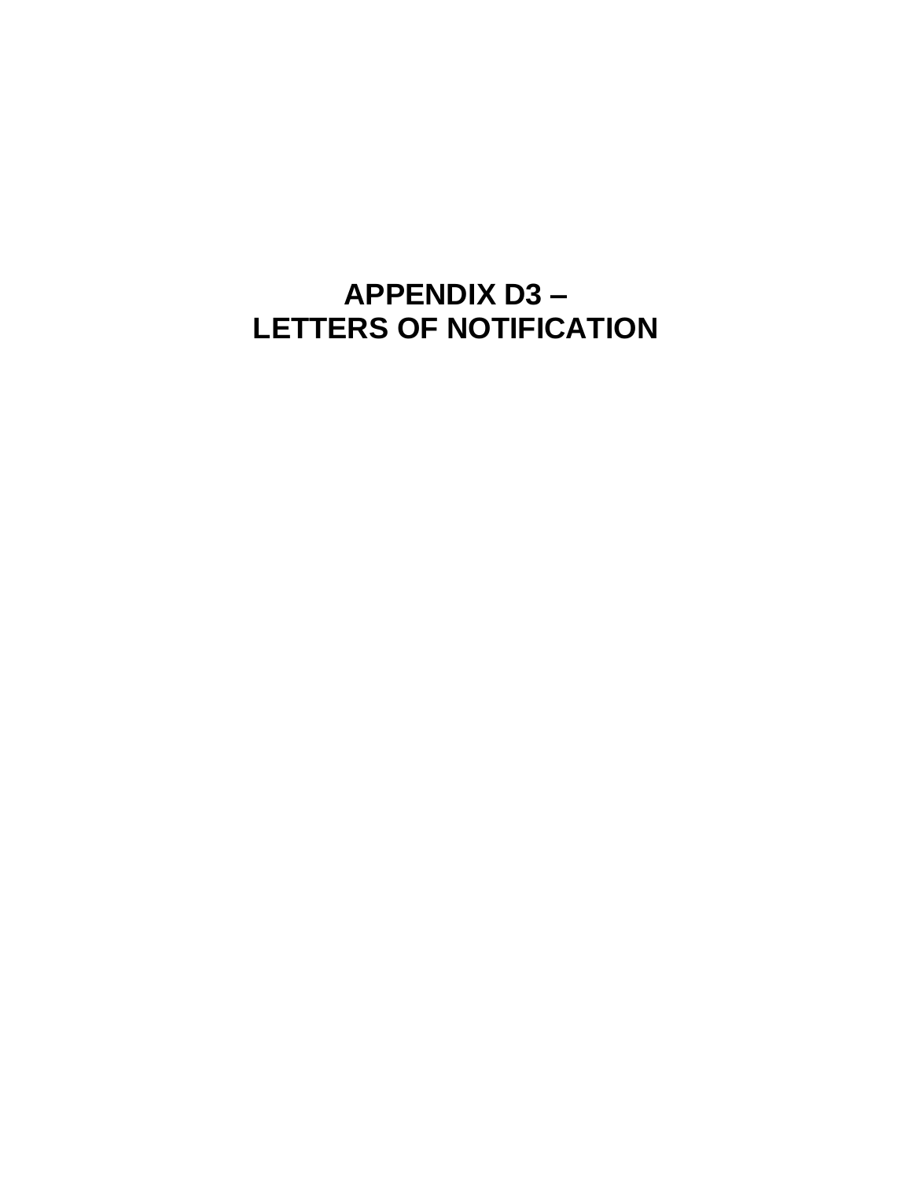# APPENDIX D3 –
# LETTERS OF NOTIFICATION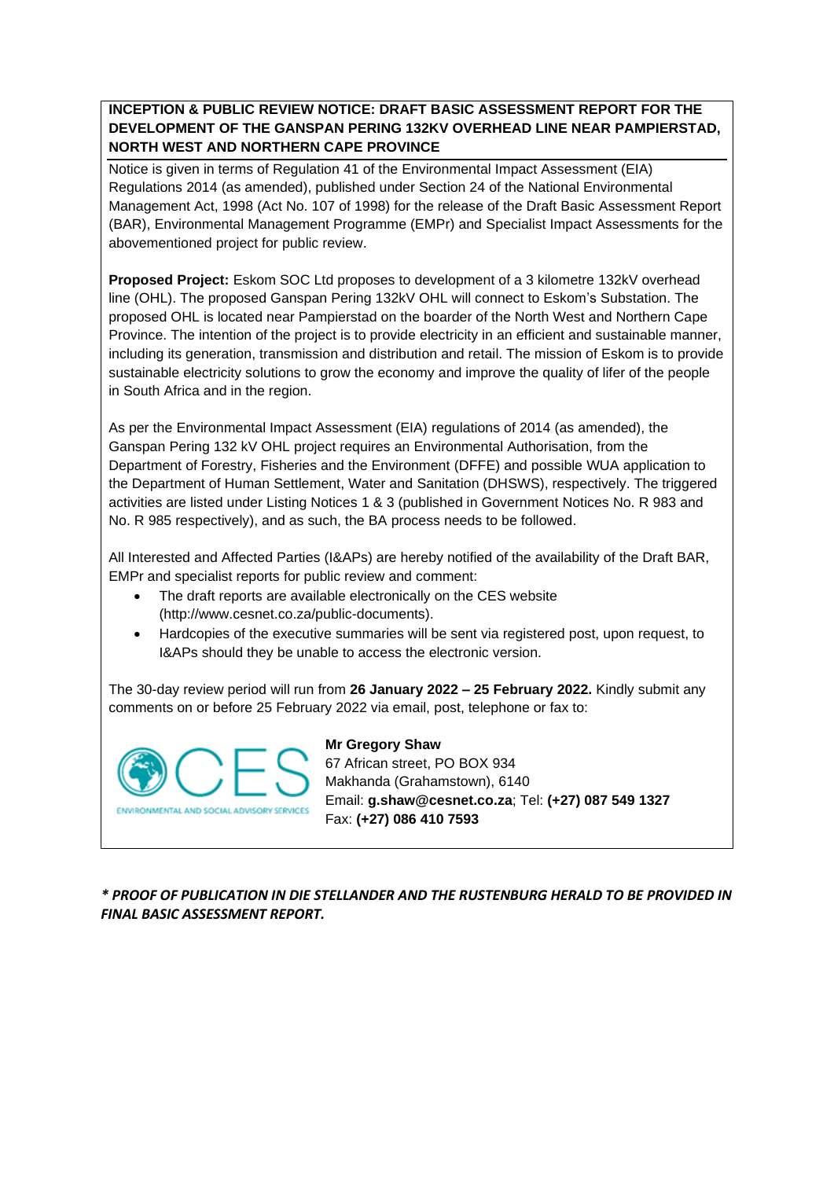**INCEPTION & PUBLIC REVIEW NOTICE: DRAFT BASIC ASSESSMENT REPORT FOR THE DEVELOPMENT OF THE GANSPAN PERING 132KV OVERHEAD LINE NEAR PAMPIERSTAD, NORTH WEST AND NORTHERN CAPE PROVINCE**

Notice is given in terms of Regulation 41 of the Environmental Impact Assessment (EIA) Regulations 2014 (as amended), published under Section 24 of the National Environmental Management Act, 1998 (Act No. 107 of 1998) for the release of the Draft Basic Assessment Report (BAR), Environmental Management Programme (EMPr) and Specialist Impact Assessments for the abovementioned project for public review.

**Proposed Project:** Eskom SOC Ltd proposes to development of a 3 kilometre 132kV overhead line (OHL). The proposed Ganspan Pering 132kV OHL will connect to Eskom's Substation. The proposed OHL is located near Pampierstad on the boarder of the North West and Northern Cape Province. The intention of the project is to provide electricity in an efficient and sustainable manner, including its generation, transmission and distribution and retail. The mission of Eskom is to provide sustainable electricity solutions to grow the economy and improve the quality of lifer of the people in South Africa and in the region.

As per the Environmental Impact Assessment (EIA) regulations of 2014 (as amended), the Ganspan Pering 132 kV OHL project requires an Environmental Authorisation, from the Department of Forestry, Fisheries and the Environment (DFFE) and possible WUA application to the Department of Human Settlement, Water and Sanitation (DHSWS), respectively. The triggered activities are listed under Listing Notices 1 & 3 (published in Government Notices No. R 983 and No. R 985 respectively), and as such, the BA process needs to be followed.

All Interested and Affected Parties (I&APs) are hereby notified of the availability of the Draft BAR, EMPr and specialist reports for public review and comment:

- The draft reports are available electronically on the CES website (http://www.cesnet.co.za/public-documents).
- Hardcopies of the executive summaries will be sent via registered post, upon request, to I&APs should they be unable to access the electronic version.

The 30-day review period will run from **26 January 2022 – 25 February 2022.** Kindly submit any comments on or before 25 February 2022 via email, post, telephone or fax to:

CES
ENVIRONMENTAL AND SOCIAL ADVISORY SERVICES

**Mr Gregory Shaw**
67 African street, PO BOX 934
Makhanda (Grahamstown), 6140
Email: **g.shaw@cesnet.co.za**; Tel: **(+27) 087 549 1327**
Fax: **(+27) 086 410 7593**

***\* PROOF OF PUBLICATION IN DIE STELLANDER AND THE RUSTENBURG HERALD TO BE PROVIDED IN FINAL BASIC ASSESSMENT REPORT.***